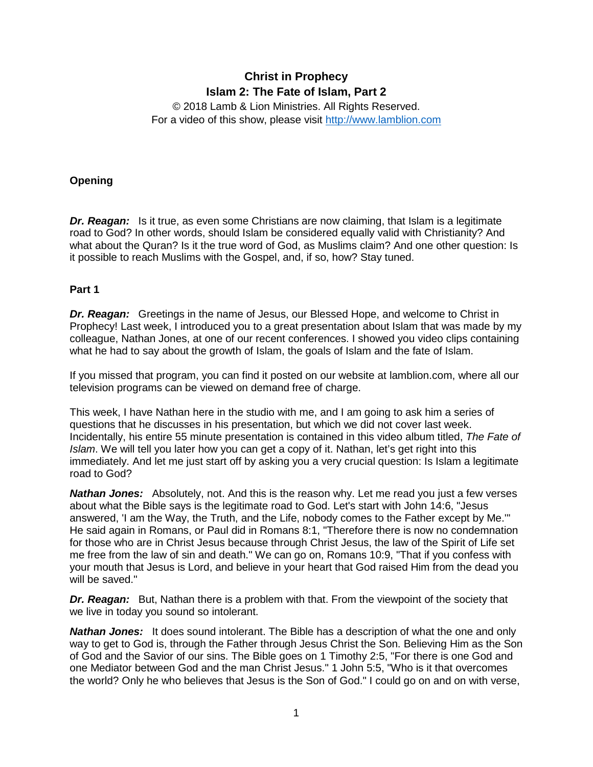# Christ in Prophecy
## Islam 2: The Fate of Islam, Part 2

© 2018 Lamb & Lion Ministries. All Rights Reserved.
For a video of this show, please visit http://www.lamblion.com

### Opening

***Dr. Reagan:*** Is it true, as even some Christians are now claiming, that Islam is a legitimate road to God? In other words, should Islam be considered equally valid with Christianity? And what about the Quran? Is it the true word of God, as Muslims claim? And one other question: Is it possible to reach Muslims with the Gospel, and, if so, how? Stay tuned.

### Part 1

***Dr. Reagan:*** Greetings in the name of Jesus, our Blessed Hope, and welcome to Christ in Prophecy! Last week, I introduced you to a great presentation about Islam that was made by my colleague, Nathan Jones, at one of our recent conferences. I showed you video clips containing what he had to say about the growth of Islam, the goals of Islam and the fate of Islam.

If you missed that program, you can find it posted on our website at lamblion.com, where all our television programs can be viewed on demand free of charge.

This week, I have Nathan here in the studio with me, and I am going to ask him a series of questions that he discusses in his presentation, but which we did not cover last week. Incidentally, his entire 55 minute presentation is contained in this video album titled, *The Fate of Islam*. We will tell you later how you can get a copy of it. Nathan, let's get right into this immediately. And let me just start off by asking you a very crucial question: Is Islam a legitimate road to God?

***Nathan Jones:*** Absolutely, not. And this is the reason why. Let me read you just a few verses about what the Bible says is the legitimate road to God. Let's start with John 14:6, "Jesus answered, 'I am the Way, the Truth, and the Life, nobody comes to the Father except by Me.'" He said again in Romans, or Paul did in Romans 8:1, "Therefore there is now no condemnation for those who are in Christ Jesus because through Christ Jesus, the law of the Spirit of Life set me free from the law of sin and death." We can go on, Romans 10:9, "That if you confess with your mouth that Jesus is Lord, and believe in your heart that God raised Him from the dead you will be saved."

***Dr. Reagan:*** But, Nathan there is a problem with that. From the viewpoint of the society that we live in today you sound so intolerant.

***Nathan Jones:*** It does sound intolerant. The Bible has a description of what the one and only way to get to God is, through the Father through Jesus Christ the Son. Believing Him as the Son of God and the Savior of our sins. The Bible goes on 1 Timothy 2:5, "For there is one God and one Mediator between God and the man Christ Jesus." 1 John 5:5, "Who is it that overcomes the world? Only he who believes that Jesus is the Son of God." I could go on and on with verse,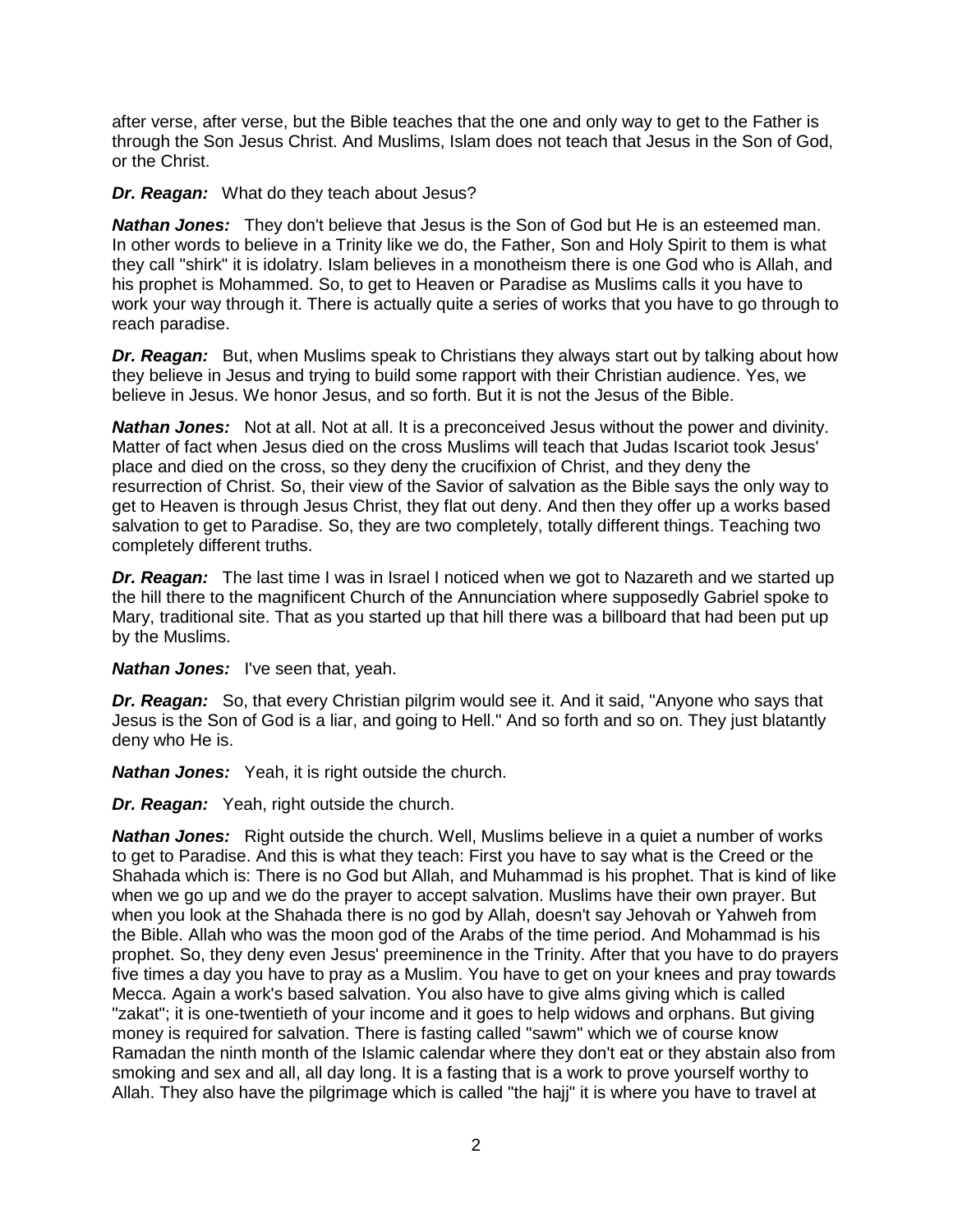after verse, after verse, but the Bible teaches that the one and only way to get to the Father is through the Son Jesus Christ. And Muslims, Islam does not teach that Jesus in the Son of God, or the Christ.

***Dr. Reagan:*** What do they teach about Jesus?

***Nathan Jones:*** They don't believe that Jesus is the Son of God but He is an esteemed man. In other words to believe in a Trinity like we do, the Father, Son and Holy Spirit to them is what they call "shirk" it is idolatry. Islam believes in a monotheism there is one God who is Allah, and his prophet is Mohammed. So, to get to Heaven or Paradise as Muslims calls it you have to work your way through it. There is actually quite a series of works that you have to go through to reach paradise.

***Dr. Reagan:*** But, when Muslims speak to Christians they always start out by talking about how they believe in Jesus and trying to build some rapport with their Christian audience. Yes, we believe in Jesus. We honor Jesus, and so forth. But it is not the Jesus of the Bible.

***Nathan Jones:*** Not at all. Not at all. It is a preconceived Jesus without the power and divinity. Matter of fact when Jesus died on the cross Muslims will teach that Judas Iscariot took Jesus' place and died on the cross, so they deny the crucifixion of Christ, and they deny the resurrection of Christ. So, their view of the Savior of salvation as the Bible says the only way to get to Heaven is through Jesus Christ, they flat out deny. And then they offer up a works based salvation to get to Paradise. So, they are two completely, totally different things. Teaching two completely different truths.

***Dr. Reagan:*** The last time I was in Israel I noticed when we got to Nazareth and we started up the hill there to the magnificent Church of the Annunciation where supposedly Gabriel spoke to Mary, traditional site. That as you started up that hill there was a billboard that had been put up by the Muslims.

***Nathan Jones:*** I've seen that, yeah.

***Dr. Reagan:*** So, that every Christian pilgrim would see it. And it said, "Anyone who says that Jesus is the Son of God is a liar, and going to Hell." And so forth and so on. They just blatantly deny who He is.

***Nathan Jones:*** Yeah, it is right outside the church.

***Dr. Reagan:*** Yeah, right outside the church.

***Nathan Jones:*** Right outside the church. Well, Muslims believe in a quiet a number of works to get to Paradise. And this is what they teach: First you have to say what is the Creed or the Shahada which is: There is no God but Allah, and Muhammad is his prophet. That is kind of like when we go up and we do the prayer to accept salvation. Muslims have their own prayer. But when you look at the Shahada there is no god by Allah, doesn't say Jehovah or Yahweh from the Bible. Allah who was the moon god of the Arabs of the time period. And Mohammad is his prophet. So, they deny even Jesus' preeminence in the Trinity. After that you have to do prayers five times a day you have to pray as a Muslim. You have to get on your knees and pray towards Mecca. Again a work's based salvation. You also have to give alms giving which is called "zakat"; it is one-twentieth of your income and it goes to help widows and orphans. But giving money is required for salvation. There is fasting called "sawm" which we of course know Ramadan the ninth month of the Islamic calendar where they don't eat or they abstain also from smoking and sex and all, all day long. It is a fasting that is a work to prove yourself worthy to Allah. They also have the pilgrimage which is called "the hajj" it is where you have to travel at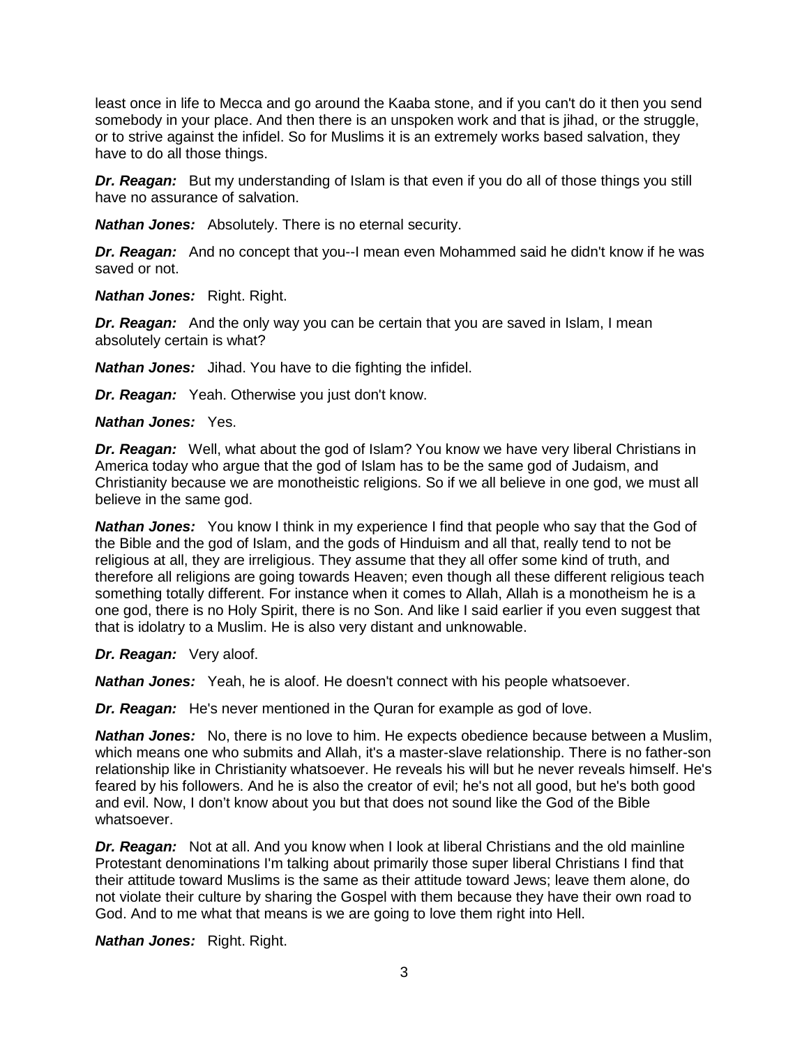least once in life to Mecca and go around the Kaaba stone, and if you can't do it then you send somebody in your place. And then there is an unspoken work and that is jihad, or the struggle, or to strive against the infidel. So for Muslims it is an extremely works based salvation, they have to do all those things.

***Dr. Reagan:*** But my understanding of Islam is that even if you do all of those things you still have no assurance of salvation.

***Nathan Jones:*** Absolutely. There is no eternal security.

***Dr. Reagan:*** And no concept that you--I mean even Mohammed said he didn't know if he was saved or not.

***Nathan Jones:*** Right. Right.

***Dr. Reagan:*** And the only way you can be certain that you are saved in Islam, I mean absolutely certain is what?

***Nathan Jones:*** Jihad. You have to die fighting the infidel.

***Dr. Reagan:*** Yeah. Otherwise you just don't know.

***Nathan Jones:*** Yes.

***Dr. Reagan:*** Well, what about the god of Islam? You know we have very liberal Christians in America today who argue that the god of Islam has to be the same god of Judaism, and Christianity because we are monotheistic religions. So if we all believe in one god, we must all believe in the same god.

***Nathan Jones:*** You know I think in my experience I find that people who say that the God of the Bible and the god of Islam, and the gods of Hinduism and all that, really tend to not be religious at all, they are irreligious. They assume that they all offer some kind of truth, and therefore all religions are going towards Heaven; even though all these different religious teach something totally different. For instance when it comes to Allah, Allah is a monotheism he is a one god, there is no Holy Spirit, there is no Son. And like I said earlier if you even suggest that that is idolatry to a Muslim. He is also very distant and unknowable.

***Dr. Reagan:*** Very aloof.

***Nathan Jones:*** Yeah, he is aloof. He doesn't connect with his people whatsoever.

***Dr. Reagan:*** He's never mentioned in the Quran for example as god of love.

***Nathan Jones:*** No, there is no love to him. He expects obedience because between a Muslim, which means one who submits and Allah, it's a master-slave relationship. There is no father-son relationship like in Christianity whatsoever. He reveals his will but he never reveals himself. He's feared by his followers. And he is also the creator of evil; he's not all good, but he's both good and evil. Now, I don't know about you but that does not sound like the God of the Bible whatsoever.

***Dr. Reagan:*** Not at all. And you know when I look at liberal Christians and the old mainline Protestant denominations I'm talking about primarily those super liberal Christians I find that their attitude toward Muslims is the same as their attitude toward Jews; leave them alone, do not violate their culture by sharing the Gospel with them because they have their own road to God. And to me what that means is we are going to love them right into Hell.

***Nathan Jones:*** Right. Right.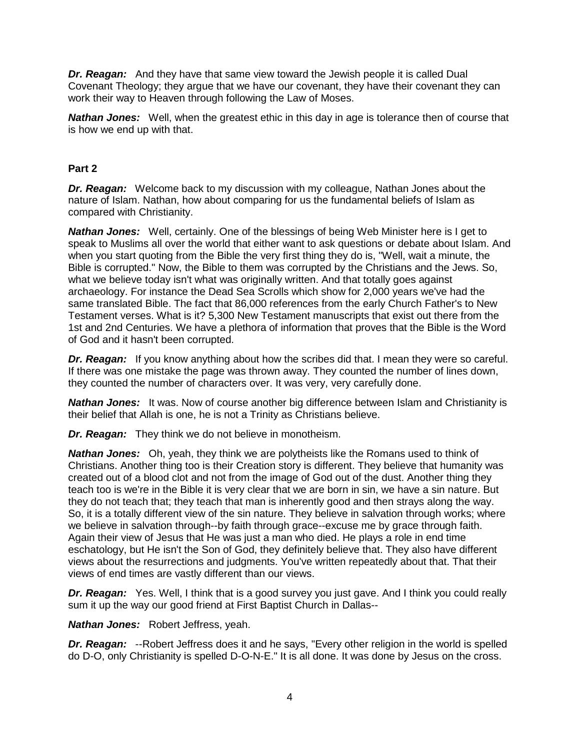***Dr. Reagan:*** And they have that same view toward the Jewish people it is called Dual Covenant Theology; they argue that we have our covenant, they have their covenant they can work their way to Heaven through following the Law of Moses.

***Nathan Jones:*** Well, when the greatest ethic in this day in age is tolerance then of course that is how we end up with that.

**Part 2**

***Dr. Reagan:*** Welcome back to my discussion with my colleague, Nathan Jones about the nature of Islam. Nathan, how about comparing for us the fundamental beliefs of Islam as compared with Christianity.

***Nathan Jones:*** Well, certainly. One of the blessings of being Web Minister here is I get to speak to Muslims all over the world that either want to ask questions or debate about Islam. And when you start quoting from the Bible the very first thing they do is, "Well, wait a minute, the Bible is corrupted." Now, the Bible to them was corrupted by the Christians and the Jews. So, what we believe today isn't what was originally written. And that totally goes against archaeology. For instance the Dead Sea Scrolls which show for 2,000 years we've had the same translated Bible. The fact that 86,000 references from the early Church Father's to New Testament verses. What is it? 5,300 New Testament manuscripts that exist out there from the 1st and 2nd Centuries. We have a plethora of information that proves that the Bible is the Word of God and it hasn't been corrupted.

***Dr. Reagan:*** If you know anything about how the scribes did that. I mean they were so careful. If there was one mistake the page was thrown away. They counted the number of lines down, they counted the number of characters over. It was very, very carefully done.

***Nathan Jones:*** It was. Now of course another big difference between Islam and Christianity is their belief that Allah is one, he is not a Trinity as Christians believe.

***Dr. Reagan:*** They think we do not believe in monotheism.

***Nathan Jones:*** Oh, yeah, they think we are polytheists like the Romans used to think of Christians. Another thing too is their Creation story is different. They believe that humanity was created out of a blood clot and not from the image of God out of the dust. Another thing they teach too is we're in the Bible it is very clear that we are born in sin, we have a sin nature. But they do not teach that; they teach that man is inherently good and then strays along the way. So, it is a totally different view of the sin nature. They believe in salvation through works; where we believe in salvation through--by faith through grace--excuse me by grace through faith. Again their view of Jesus that He was just a man who died. He plays a role in end time eschatology, but He isn't the Son of God, they definitely believe that. They also have different views about the resurrections and judgments. You've written repeatedly about that. That their views of end times are vastly different than our views.

***Dr. Reagan:*** Yes. Well, I think that is a good survey you just gave. And I think you could really sum it up the way our good friend at First Baptist Church in Dallas--

***Nathan Jones:*** Robert Jeffress, yeah.

***Dr. Reagan:*** --Robert Jeffress does it and he says, "Every other religion in the world is spelled do D-O, only Christianity is spelled D-O-N-E." It is all done. It was done by Jesus on the cross.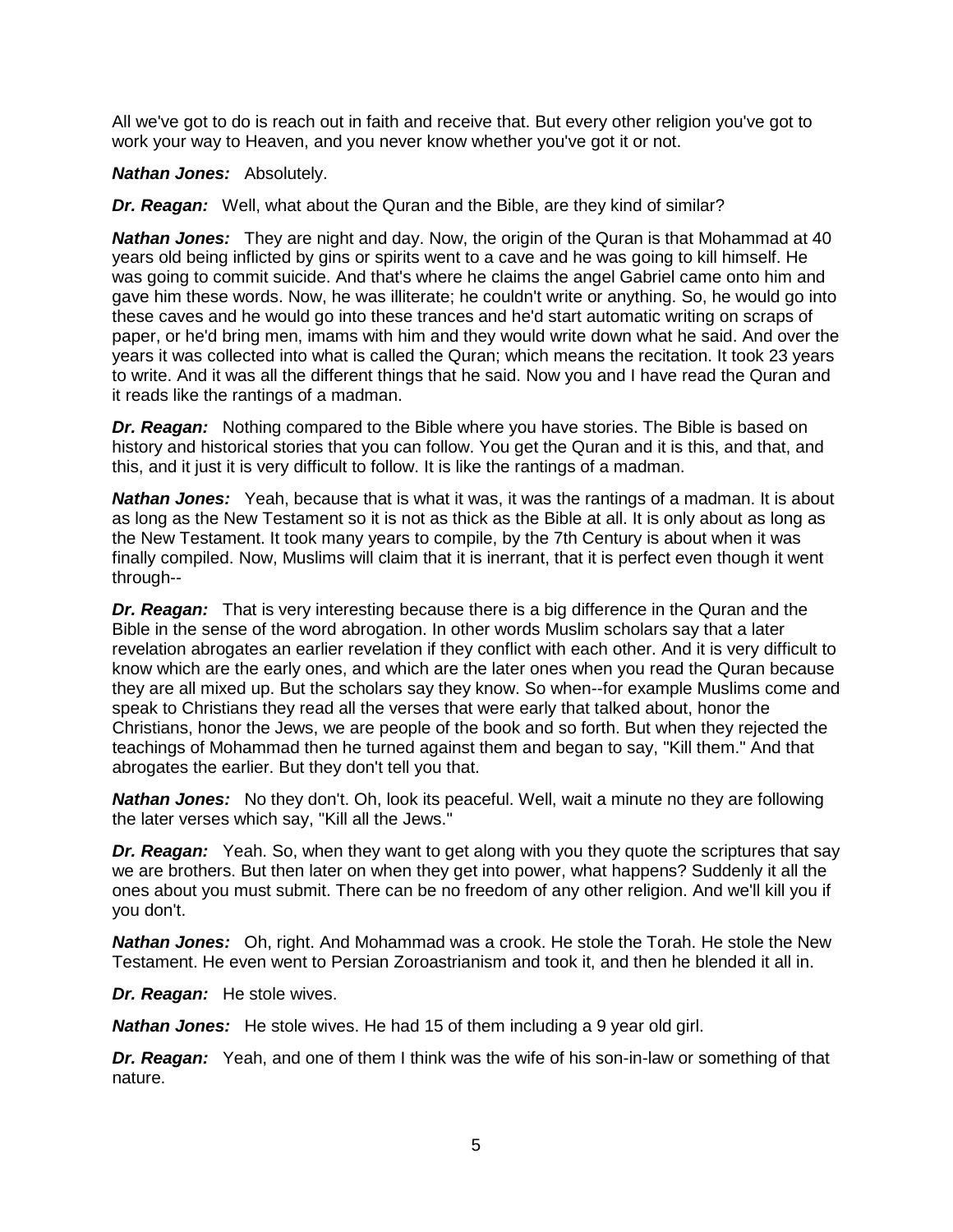All we've got to do is reach out in faith and receive that. But every other religion you've got to work your way to Heaven, and you never know whether you've got it or not.

***Nathan Jones:*** Absolutely.

***Dr. Reagan:*** Well, what about the Quran and the Bible, are they kind of similar?

***Nathan Jones:*** They are night and day. Now, the origin of the Quran is that Mohammad at 40 years old being inflicted by gins or spirits went to a cave and he was going to kill himself. He was going to commit suicide. And that's where he claims the angel Gabriel came onto him and gave him these words. Now, he was illiterate; he couldn't write or anything. So, he would go into these caves and he would go into these trances and he'd start automatic writing on scraps of paper, or he'd bring men, imams with him and they would write down what he said. And over the years it was collected into what is called the Quran; which means the recitation. It took 23 years to write. And it was all the different things that he said. Now you and I have read the Quran and it reads like the rantings of a madman.

***Dr. Reagan:*** Nothing compared to the Bible where you have stories. The Bible is based on history and historical stories that you can follow. You get the Quran and it is this, and that, and this, and it just it is very difficult to follow. It is like the rantings of a madman.

***Nathan Jones:*** Yeah, because that is what it was, it was the rantings of a madman. It is about as long as the New Testament so it is not as thick as the Bible at all. It is only about as long as the New Testament. It took many years to compile, by the 7th Century is about when it was finally compiled. Now, Muslims will claim that it is inerrant, that it is perfect even though it went through--

***Dr. Reagan:*** That is very interesting because there is a big difference in the Quran and the Bible in the sense of the word abrogation. In other words Muslim scholars say that a later revelation abrogates an earlier revelation if they conflict with each other. And it is very difficult to know which are the early ones, and which are the later ones when you read the Quran because they are all mixed up. But the scholars say they know. So when--for example Muslims come and speak to Christians they read all the verses that were early that talked about, honor the Christians, honor the Jews, we are people of the book and so forth. But when they rejected the teachings of Mohammad then he turned against them and began to say, "Kill them." And that abrogates the earlier. But they don't tell you that.

***Nathan Jones:*** No they don't. Oh, look its peaceful. Well, wait a minute no they are following the later verses which say, "Kill all the Jews."

***Dr. Reagan:*** Yeah. So, when they want to get along with you they quote the scriptures that say we are brothers. But then later on when they get into power, what happens? Suddenly it all the ones about you must submit. There can be no freedom of any other religion. And we'll kill you if you don't.

***Nathan Jones:*** Oh, right. And Mohammad was a crook. He stole the Torah. He stole the New Testament. He even went to Persian Zoroastrianism and took it, and then he blended it all in.

***Dr. Reagan:*** He stole wives.

***Nathan Jones:*** He stole wives. He had 15 of them including a 9 year old girl.

***Dr. Reagan:*** Yeah, and one of them I think was the wife of his son-in-law or something of that nature.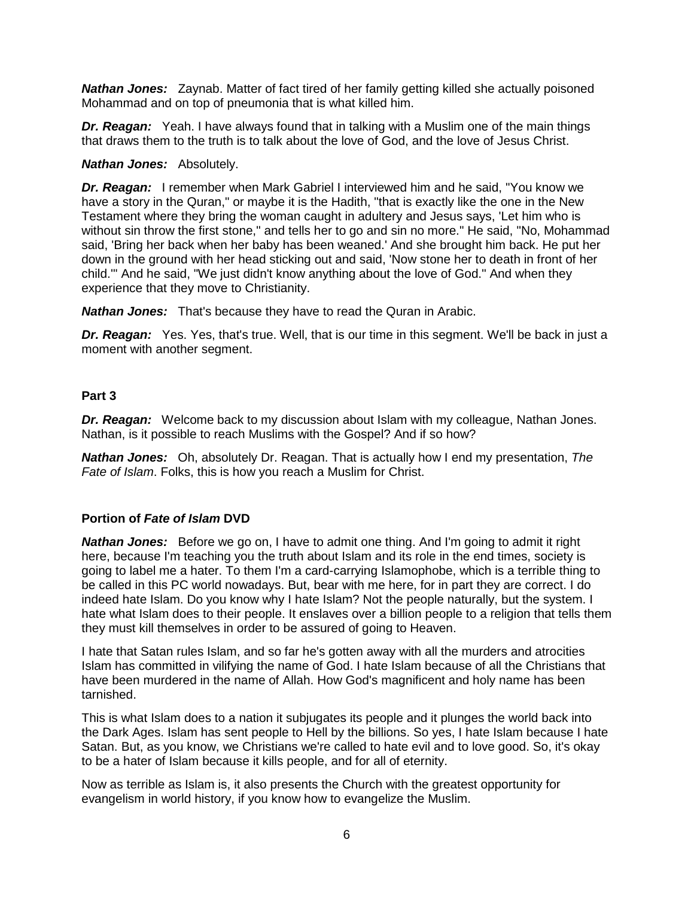***Nathan Jones:*** Zaynab. Matter of fact tired of her family getting killed she actually poisoned Mohammad and on top of pneumonia that is what killed him.

***Dr. Reagan:*** Yeah. I have always found that in talking with a Muslim one of the main things that draws them to the truth is to talk about the love of God, and the love of Jesus Christ.

***Nathan Jones:*** Absolutely.

***Dr. Reagan:*** I remember when Mark Gabriel I interviewed him and he said, "You know we have a story in the Quran," or maybe it is the Hadith, "that is exactly like the one in the New Testament where they bring the woman caught in adultery and Jesus says, 'Let him who is without sin throw the first stone," and tells her to go and sin no more." He said, "No, Mohammad said, 'Bring her back when her baby has been weaned.' And she brought him back. He put her down in the ground with her head sticking out and said, 'Now stone her to death in front of her child.'" And he said, "We just didn't know anything about the love of God." And when they experience that they move to Christianity.

***Nathan Jones:*** That's because they have to read the Quran in Arabic.

***Dr. Reagan:*** Yes. Yes, that's true. Well, that is our time in this segment. We'll be back in just a moment with another segment.

**Part 3**

***Dr. Reagan:*** Welcome back to my discussion about Islam with my colleague, Nathan Jones. Nathan, is it possible to reach Muslims with the Gospel? And if so how?

***Nathan Jones:*** Oh, absolutely Dr. Reagan. That is actually how I end my presentation, *The Fate of Islam*. Folks, this is how you reach a Muslim for Christ.

**Portion of *Fate of Islam* DVD**

***Nathan Jones:*** Before we go on, I have to admit one thing. And I'm going to admit it right here, because I'm teaching you the truth about Islam and its role in the end times, society is going to label me a hater. To them I'm a card-carrying Islamophobe, which is a terrible thing to be called in this PC world nowadays. But, bear with me here, for in part they are correct. I do indeed hate Islam. Do you know why I hate Islam? Not the people naturally, but the system. I hate what Islam does to their people. It enslaves over a billion people to a religion that tells them they must kill themselves in order to be assured of going to Heaven.

I hate that Satan rules Islam, and so far he's gotten away with all the murders and atrocities Islam has committed in vilifying the name of God. I hate Islam because of all the Christians that have been murdered in the name of Allah. How God's magnificent and holy name has been tarnished.

This is what Islam does to a nation it subjugates its people and it plunges the world back into the Dark Ages. Islam has sent people to Hell by the billions. So yes, I hate Islam because I hate Satan. But, as you know, we Christians we're called to hate evil and to love good. So, it's okay to be a hater of Islam because it kills people, and for all of eternity.

Now as terrible as Islam is, it also presents the Church with the greatest opportunity for evangelism in world history, if you know how to evangelize the Muslim.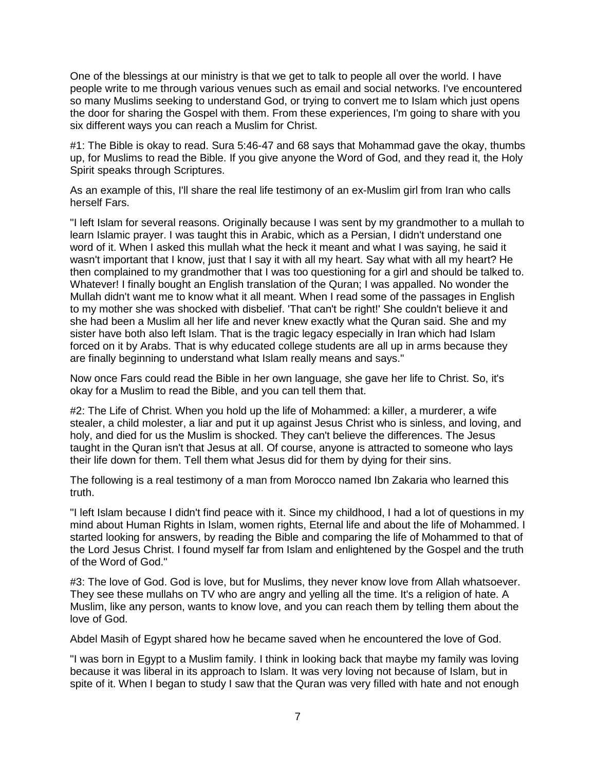One of the blessings at our ministry is that we get to talk to people all over the world. I have people write to me through various venues such as email and social networks. I've encountered so many Muslims seeking to understand God, or trying to convert me to Islam which just opens the door for sharing the Gospel with them. From these experiences, I'm going to share with you six different ways you can reach a Muslim for Christ.

#1: The Bible is okay to read. Sura 5:46-47 and 68 says that Mohammad gave the okay, thumbs up, for Muslims to read the Bible. If you give anyone the Word of God, and they read it, the Holy Spirit speaks through Scriptures.

As an example of this, I'll share the real life testimony of an ex-Muslim girl from Iran who calls herself Fars.

"I left Islam for several reasons. Originally because I was sent by my grandmother to a mullah to learn Islamic prayer. I was taught this in Arabic, which as a Persian, I didn't understand one word of it. When I asked this mullah what the heck it meant and what I was saying, he said it wasn't important that I know, just that I say it with all my heart. Say what with all my heart? He then complained to my grandmother that I was too questioning for a girl and should be talked to. Whatever! I finally bought an English translation of the Quran; I was appalled. No wonder the Mullah didn't want me to know what it all meant. When I read some of the passages in English to my mother she was shocked with disbelief. 'That can't be right!' She couldn't believe it and she had been a Muslim all her life and never knew exactly what the Quran said. She and my sister have both also left Islam. That is the tragic legacy especially in Iran which had Islam forced on it by Arabs. That is why educated college students are all up in arms because they are finally beginning to understand what Islam really means and says."

Now once Fars could read the Bible in her own language, she gave her life to Christ. So, it's okay for a Muslim to read the Bible, and you can tell them that.

#2: The Life of Christ. When you hold up the life of Mohammed: a killer, a murderer, a wife stealer, a child molester, a liar and put it up against Jesus Christ who is sinless, and loving, and holy, and died for us the Muslim is shocked. They can't believe the differences. The Jesus taught in the Quran isn't that Jesus at all. Of course, anyone is attracted to someone who lays their life down for them. Tell them what Jesus did for them by dying for their sins.

The following is a real testimony of a man from Morocco named Ibn Zakaria who learned this truth.

"I left Islam because I didn't find peace with it. Since my childhood, I had a lot of questions in my mind about Human Rights in Islam, women rights, Eternal life and about the life of Mohammed. I started looking for answers, by reading the Bible and comparing the life of Mohammed to that of the Lord Jesus Christ. I found myself far from Islam and enlightened by the Gospel and the truth of the Word of God."

#3: The love of God. God is love, but for Muslims, they never know love from Allah whatsoever. They see these mullahs on TV who are angry and yelling all the time. It's a religion of hate. A Muslim, like any person, wants to know love, and you can reach them by telling them about the love of God.

Abdel Masih of Egypt shared how he became saved when he encountered the love of God.

"I was born in Egypt to a Muslim family. I think in looking back that maybe my family was loving because it was liberal in its approach to Islam. It was very loving not because of Islam, but in spite of it. When I began to study I saw that the Quran was very filled with hate and not enough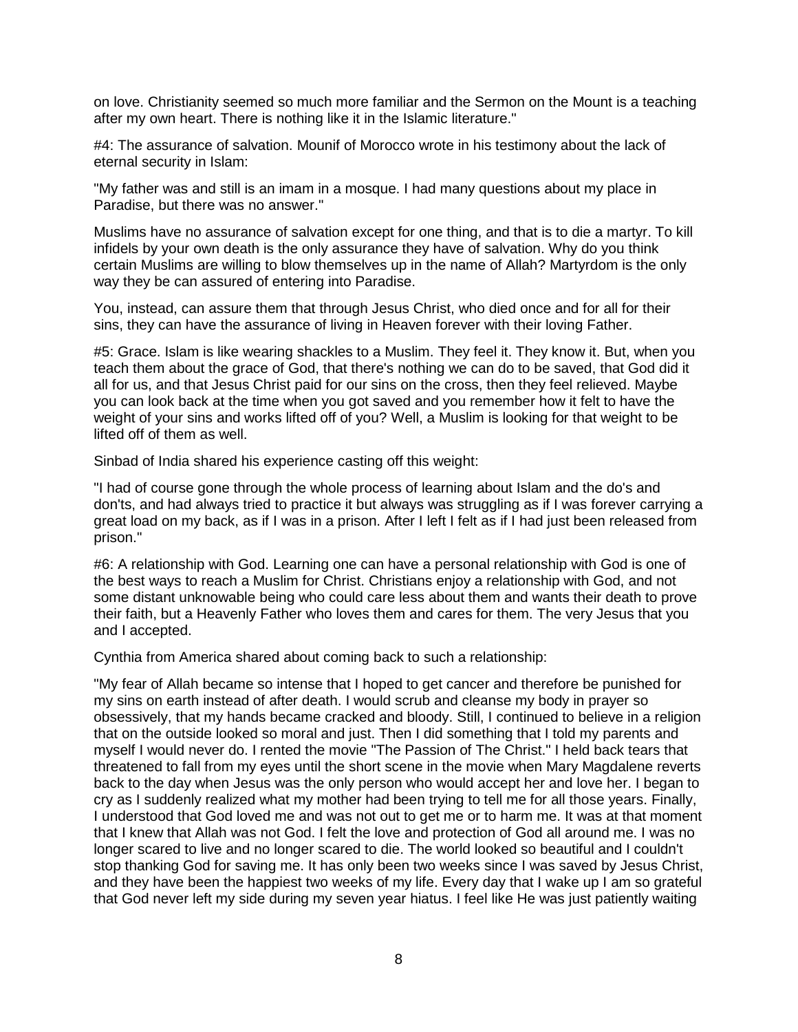on love. Christianity seemed so much more familiar and the Sermon on the Mount is a teaching after my own heart. There is nothing like it in the Islamic literature."

#4: The assurance of salvation. Mounif of Morocco wrote in his testimony about the lack of eternal security in Islam:

"My father was and still is an imam in a mosque. I had many questions about my place in Paradise, but there was no answer."

Muslims have no assurance of salvation except for one thing, and that is to die a martyr. To kill infidels by your own death is the only assurance they have of salvation. Why do you think certain Muslims are willing to blow themselves up in the name of Allah? Martyrdom is the only way they be can assured of entering into Paradise.

You, instead, can assure them that through Jesus Christ, who died once and for all for their sins, they can have the assurance of living in Heaven forever with their loving Father.

#5: Grace. Islam is like wearing shackles to a Muslim. They feel it. They know it. But, when you teach them about the grace of God, that there's nothing we can do to be saved, that God did it all for us, and that Jesus Christ paid for our sins on the cross, then they feel relieved. Maybe you can look back at the time when you got saved and you remember how it felt to have the weight of your sins and works lifted off of you? Well, a Muslim is looking for that weight to be lifted off of them as well.

Sinbad of India shared his experience casting off this weight:

"I had of course gone through the whole process of learning about Islam and the do's and don'ts, and had always tried to practice it but always was struggling as if I was forever carrying a great load on my back, as if I was in a prison. After I left I felt as if I had just been released from prison."

#6: A relationship with God. Learning one can have a personal relationship with God is one of the best ways to reach a Muslim for Christ. Christians enjoy a relationship with God, and not some distant unknowable being who could care less about them and wants their death to prove their faith, but a Heavenly Father who loves them and cares for them. The very Jesus that you and I accepted.

Cynthia from America shared about coming back to such a relationship:

"My fear of Allah became so intense that I hoped to get cancer and therefore be punished for my sins on earth instead of after death. I would scrub and cleanse my body in prayer so obsessively, that my hands became cracked and bloody. Still, I continued to believe in a religion that on the outside looked so moral and just. Then I did something that I told my parents and myself I would never do. I rented the movie "The Passion of The Christ." I held back tears that threatened to fall from my eyes until the short scene in the movie when Mary Magdalene reverts back to the day when Jesus was the only person who would accept her and love her. I began to cry as I suddenly realized what my mother had been trying to tell me for all those years. Finally, I understood that God loved me and was not out to get me or to harm me. It was at that moment that I knew that Allah was not God. I felt the love and protection of God all around me. I was no longer scared to live and no longer scared to die. The world looked so beautiful and I couldn't stop thanking God for saving me. It has only been two weeks since I was saved by Jesus Christ, and they have been the happiest two weeks of my life. Every day that I wake up I am so grateful that God never left my side during my seven year hiatus. I feel like He was just patiently waiting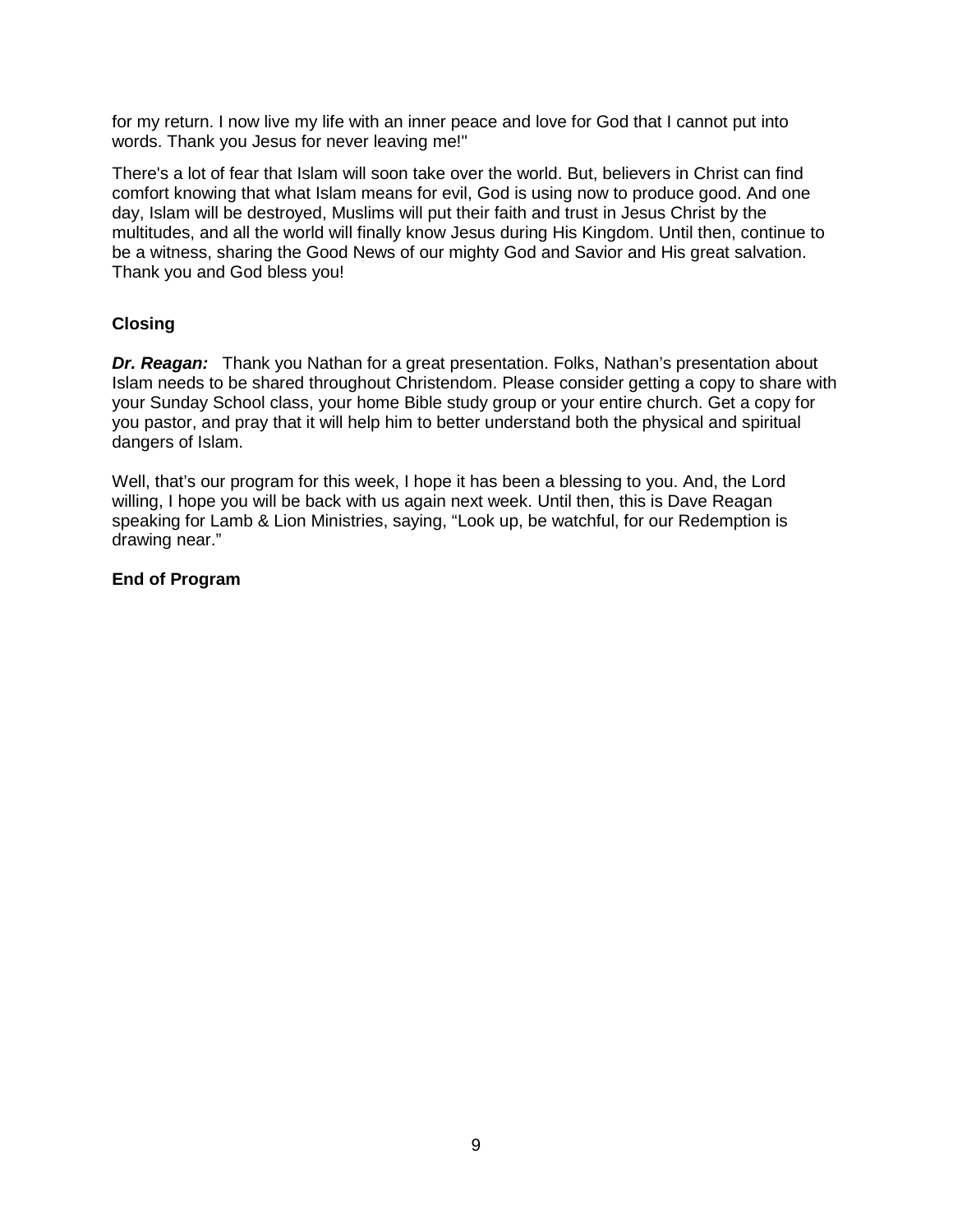for my return. I now live my life with an inner peace and love for God that I cannot put into words. Thank you Jesus for never leaving me!"

There's a lot of fear that Islam will soon take over the world. But, believers in Christ can find comfort knowing that what Islam means for evil, God is using now to produce good. And one day, Islam will be destroyed, Muslims will put their faith and trust in Jesus Christ by the multitudes, and all the world will finally know Jesus during His Kingdom. Until then, continue to be a witness, sharing the Good News of our mighty God and Savior and His great salvation. Thank you and God bless you!

**Closing**

***Dr. Reagan:*** Thank you Nathan for a great presentation. Folks, Nathan's presentation about Islam needs to be shared throughout Christendom. Please consider getting a copy to share with your Sunday School class, your home Bible study group or your entire church. Get a copy for you pastor, and pray that it will help him to better understand both the physical and spiritual dangers of Islam.

Well, that's our program for this week, I hope it has been a blessing to you. And, the Lord willing, I hope you will be back with us again next week. Until then, this is Dave Reagan speaking for Lamb & Lion Ministries, saying, "Look up, be watchful, for our Redemption is drawing near."

**End of Program**